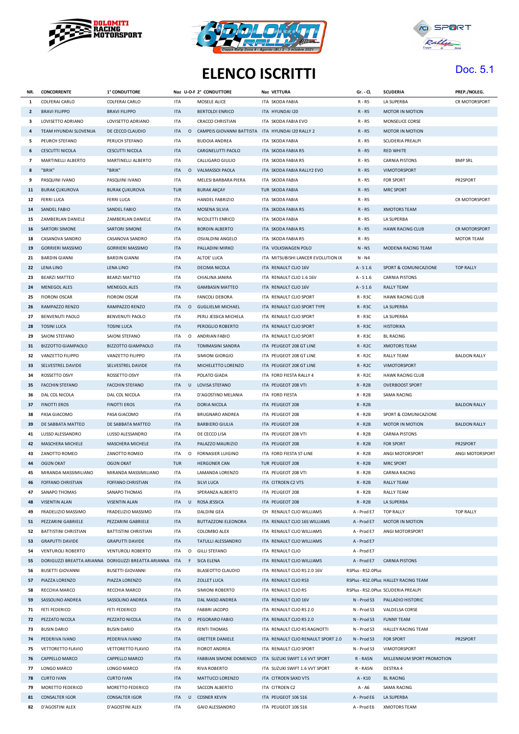# ELENCO ISCRITTI

Doc. 5.1

| NR. | CONCORRENTE | 1° CONDUTTORE | Naz | U-O-F | 2° CONDUTTORE | Naz | VETTURA | Gr. - Cl. | SCUDERIA | PREP./NOLEG. |
|---|---|---|---|---|---|---|---|---|---|---|
| 1 | COLFERAI CARLO | COLFERAI CARLO | ITA | | MOSELE ALICE | ITA | SKODA FABIA | R - R5 | LA SUPERBA | CR MOTORSPORT |
| 2 | BRAVI FILIPPO | BRAVI FILIPPO | ITA | | BERTOLDI ENRICO | ITA | HYUNDAI I20 | R - R5 | MOTOR IN MOTION | |
| 3 | LOVISETTO ADRIANO | LOVISETTO ADRIANO | ITA | | CRACCO CHRISTIAN | ITA | SKODA FABIA EVO | R - R5 | MONSELICE CORSE | |
| 4 | TEAM HYUNDAI SLOVENIJA | DE CECCO CLAUDIO | ITA | O | CAMPEIS GIOVANNI BATTISTA | ITA | HYUNDAI I20 RALLY 2 | R - R5 | MOTOR IN MOTION | |
| 5 | PEURCH STEFANO | PERUCH STEFANO | ITA | | BUDOIA ANDREA | ITA | SKODA FABIA | R - R5 | SCUDERIA PREALPI | |
| 6 | CESCUTTI NICOLA | CESCUTTI NICOLA | ITA | | CARGNELUTTI PAOLO | ITA | SKODA FABIA R5 | R - R5 | RED WHITE | |
| 7 | MARTINELLI ALBERTO | MARTINELLI ALBERTO | ITA | | CALLIGARO GIULIO | ITA | SKODA FABIA R5 | R - R5 | CARNIA PISTONS | BMP SRL |
| 8 | "BRIK" | "BRIK" | ITA | O | VALMASSOI PAOLA | ITA | SKODA FABIA RALLY2 EVO | R - R5 | VIMOTORSPORT | |
| 9 | PASQUINI IVANO | PASQUINI IVANO | ITA | | MELESI BARBARA PIERA | ITA | SKODA FABIA | R - R5 | FOR SPORT | PR2SPORT |
| 11 | BURAK ÇUKUROVA | BURAK ÇUKUROVA | TUR | | BURAK AKÇAY | TUR | SKODA FABIA | R - R5 | MRC SPORT | |
| 12 | FERRI LUCA | FERRI LUCA | ITA | | HANDEL FABRIZIO | ITA | SKODA FABIA | R - R5 | | CR MOTORSPORT |
| 14 | SANDEL FABIO | SANDEL FABIO | ITA | | MOSENA SILVIA | ITA | SKODA FABIA R5 | R - R5 | XMOTORS TEAM | |
| 15 | ZAMBERLAN DANIELE | ZAMBERLAN DANIELE | ITA | | NICOLETTI ENRICO | ITA | SKODA FABIA | R - R5 | LA SUPERBA | |
| 16 | SARTORI SIMONE | SARTORI SIMONE | ITA | | BORDIN ALBERTO | ITA | SKODA FABIA R5 | R - R5 | HAWK RACING CLUB | CR MOTORSPORT |
| 18 | CASANOVA SANDRO | CASANOVA SANDRO | ITA | | OSVALDINI ANGELO | ITA | SKODA FABIA R5 | R - R5 | | MOTOR TEAM |
| 19 | GORRIERI MASSIMO | GORRIERI MASSIMO | ITA | | PALLADINI MIRKO | ITA | VOLKSWAGEN POLO | N - N5 | MODENA RACING TEAM | |
| 21 | BARDIN GIANNI | BARDIN GIANNI | ITA | | ALTOE' LUCA | ITA | MITSUBISHI LANCER EVOLUTION IX | N - N4 | | |
| 22 | LENA LINO | LENA LINO | ITA | | DECIMA NICOLA | ITA | RENAULT CLIO 16V | A - S 1.6 | SPORT & COMUNICAZIONE | TOP RALLY |
| 23 | BEARZI MATTEO | BEARZI MATTEO | ITA | | CHIALINA JANIRA | ITA | RENAULT CLIO 1.6 16V | A - S 1.6 | CARNIA PISTONS | |
| 24 | MENEGOL ALES | MENEGOL ALES | ITA | | GAMBASIN MATTEO | ITA | RENAULT CLIO 16V | A - S 1.6 | RALLY TEAM | |
| 25 | FIORONI OSCAR | FIORONI OSCAR | ITA | | FANCOLI DEBORA | ITA | RENAULT CLIO SPORT | R - R3C | HAWK RACING CLUB | |
| 26 | RAMPAZZO RENZO | RAMPAZZO RENZO | ITA | O | GUGLIELMI MICHAEL | ITA | RENAULT CLIO SPORT TYPE | R - R3C | LA SUPERBA | |
| 27 | BENVENUTI PAOLO | BENVENUTI PAOLO | ITA | | PERLI JESSICA MICHELA | ITA | RENAULT CLIO SPORT | R - R3C | LA SUPERBA | |
| 28 | TOSINI LUCA | TOSINI LUCA | ITA | | PEROGLIO ROBERTO | ITA | RENAULT CLIO SPORT | R - R3C | HISTORIKA | |
| 29 | SAIONI STEFANO | SAIONI STEFANO | ITA | O | ANDRIAN FABIO | ITA | RENAULT CLIO SPORT | R - R3C | BL RACING | |
| 31 | BIZZOTTO GIAMPAOLO | BIZZOTTO GIAMPAOLO | ITA | | TOMMASINI SANDRA | ITA | PEUGEOT 208 GT LINE | R - R2C | XMOTORS TEAM | |
| 32 | VANZETTO FILIPPO | VANZETTO FILIPPO | ITA | | SIMIONI GIORGIO | ITA | PEUGEOT 208 GT LINE | R - R2C | RALLY TEAM | BALDON RALLY |
| 33 | SELVESTREL DAVIDE | SELVESTREL DAVIDE | ITA | | MICHELETTO LORENZO | ITA | PEUGEOT 208 GT LINE | R - R2C | VIMOTORSPORT | |
| 34 | ROSSETTO OSVY | ROSSETTO OSVY | ITA | | POLATO GIADA | ITA | FORD FIESTA RALLY 4 | R - R2C | HAWK RACING CLUB | |
| 35 | FACCHIN STEFANO | FACCHIN STEFANO | ITA | U | LOVISA STEFANO | ITA | PEUGEOT 208 VTI | R - R2B | OVERBOOST SPORT | |
| 36 | DAL COL NICOLA | DAL COL NICOLA | ITA | | D'AGOSTINO MELANIA | ITA | FORD FIESTA | R - R2B | SAMA RACING | |
| 37 | FINOTTI EROS | FINOTTI EROS | ITA | | DORIA NICOLA | ITA | PEUGEOT 208 | R - R2B | | BALDON RALLY |
| 38 | PASA GIACOMO | PASA GIACOMO | ITA | | BRUGNARO ANDREA | ITA | PEUGEOT 208 | R - R2B | SPORT & COMUNICAZIONE | |
| 39 | DE SABBATA MATTEO | DE SABBATA MATTEO | ITA | | BARBIERO GIULIA | ITA | PEUGEOT 208 | R - R2B | MOTOR IN MOTION | BALDON RALLY |
| 41 | LUSSO ALESSANDRO | LUSSO ALESSANDRO | ITA | | DE CECCO LISA | ITA | PEUGEOT 208 VTI | R - R2B | CARNIA PISTONS | |
| 42 | MASCHERA MICHELE | MASCHERA MICHELE | ITA | | PALAZZO MAURIZIO | ITA | PEUGEOT 208 | R - R2B | FOR SPORT | PR2SPORT |
| 43 | ZANOTTO ROMEO | ZANOTTO ROMEO | ITA | O | FORNASIER LUIGINO | ITA | FORD FIESTA ST-LINE | R - R2B | ANGI MOTORSPORT | ANGI MOTORSPORT |
| 44 | OGUN OKAT | OGUN OKAT | TUR | | HERGUNER CAN | TUR | PEUGEOT 208 | R - R2B | MRC SPORT | |
| 45 | MIRANDA MASSIMILIANO | MIRANDA MASSIMILIANO | ITA | | LAMANDA LORENZO | ITA | PEUGEOT 208 VTI | R - R2B | CARNIA RACING | |
| 46 | FOFFANO CHRISTIAN | FOFFANO CHRISTIAN | ITA | | SILVI LUCA | ITA | CITROEN C2 VTS | R - R2B | RALLY TEAM | |
| 47 | SANAPO THOMAS | SANAPO THOMAS | ITA | | SPERANZA ALBERTO | ITA | PEUGEOT 208 | R - R2B | RALLY TEAM | |
| 48 | VISENTIN ALAN | VISENTIN ALAN | ITA | U | ROSA JESSICA | ITA | PEUGEOT 208 | R - R2B | LA SUPERBA | |
| 49 | FRADELIZIO MASSIMO | FRADELIZIO MASSIMO | ITA | | DALDINI GEA | CH | RENAULT CLIO WILLIAMS | A - Prod E7 | TOP RALLY | TOP RALLY |
| 51 | PEZZARINI GABRIELE | PEZZARINI GABRIELE | ITA | | BUTTAZZONI ELEONORA | ITA | RENAULT CLIO 16S WILLIAMS | A - Prod E7 | MOTOR IN MOTION | |
| 52 | BATTISTINI CHRISTIAN | BATTISTINI CHRISTIAN | ITA | | COLOMBO ALEX | ITA | RENAULT CLIO WILLIAMS | A - Prod E7 | ANGI MOTORSPORT | |
| 53 | GRAPUTTI DAVIDE | GRAPUTTI DAVIDE | ITA | | TATULLI ALESSANDRO | ITA | RENAULT CLIO WILLIAMS | A - Prod E7 | | |
| 54 | VENTUROLI ROBERTO | VENTUROLI ROBERTO | ITA | O | GILLI STEFANO | ITA | RENAULT CLIO | A - Prod E7 | | |
| 55 | DORIGUZZI BREATTA ARIANNA | DORIGUZZI BREATTA ARIANNA | ITA | F | SICA ELENA | ITA | RENAULT CLIO WILLIAMS | A - Prod E7 | CARNIA PISTONS | |
| 56 | BUSETTI GIOVANNI | BUSETTI GIOVANNI | ITA | | BLASEOTTO CLAUDIO | ITA | RENAULT CLIO RS 2.0 16V | RSPlus - RS2.0Plus | | |
| 57 | PIAZZA LORENZO | PIAZZA LORENZO | ITA | | ZOLLET LUCA | ITA | RENAULT CLIO RS3 | RSPlus - RS2.0Plus | HALLEY RACING TEAM | |
| 58 | RECCHIA MARCO | RECCHIA MARCO | ITA | | SIMIONI ROBERTO | ITA | RENAULT CLIO RS | RSPlus - RS2.0Plus | SCUDERIA PREALPI | |
| 59 | SASSOLINO ANDREA | SASSOLINO ANDREA | ITA | | DAL MASO ANDREA | ITA | RENAULT CLIO 16V | N - Prod S3 | PALLADIO HISTORIC | |
| 71 | FETI FEDERICO | FETI FEDERICO | ITA | | FABBRI JACOPO | ITA | RENAULT CLIO RS 2.0 | N - Prod S3 | VALDELSA CORSE | |
| 72 | PEZZATO NICOLA | PEZZATO NICOLA | ITA | O | PEGORARO FABIO | ITA | RENAULT CLIO RS 2.0 | N - Prod S3 | FUNNY TEAM | |
| 73 | BUSIN DARIO | BUSIN DARIO | ITA | | FENTI THOMAS | ITA | RENAULT CLIO RS RAGNOTTI | N - Prod S3 | HALLEY RACING TEAM | |
| 74 | PEDERIVA IVANO | PEDERIVA IVANO | ITA | | GRETTER DANIELE | ITA | RENAULT CLIO RENAULT SPORT 2.0 | N - Prod S3 | FOR SPORT | PR2SPORT |
| 75 | VETTORETTO FLAVIO | VETTORETTO FLAVIO | ITA | | FIOROT ANDREA | ITA | RENAULT CLIO SPORT | N - Prod S3 | VIMOTORSPORT | |
| 76 | CAPPELLO MARCO | CAPPELLO MARCO | ITA | | FABBIAN SIMONE DOMENICO | ITA | SUZUKI SWIFT 1.6 VVT SPORT | R - RA5N | MILLENNIUM SPORT PROMOTION | |
| 77 | LONGO MARCO | LONGO MARCO | ITA | | RIVA ROBERTO | ITA | SUZUKI SWIFT 1.6 VVT SPORT | R - RA5N | DESTRA 4 | |
| 78 | CURTO IVAN | CURTO IVAN | ITA | | MATTUCCI LORENZO | ITA | CITROEN SAXO VTS | A - K10 | BL RACING | |
| 79 | MORETTO FEDERICO | MORETTO FEDERICO | ITA | | SACCON ALBERTO | ITA | CITROEN C2 | A - A6 | SAMA RACING | |
| 81 | CONSALTER IGOR | CONSALTER IGOR | ITA | U | COSNER KEVIN | ITA | PEUGEOT 106 S16 | A - Prod E6 | LA SUPERBA | |
| 82 | D'AGOSTINI ALEX | D'AGOSTINI ALEX | ITA | | GAIO ALESSANDRO | ITA | PEUGEOT 106 S16 | A - Prod E6 | XMOTORS TEAM | |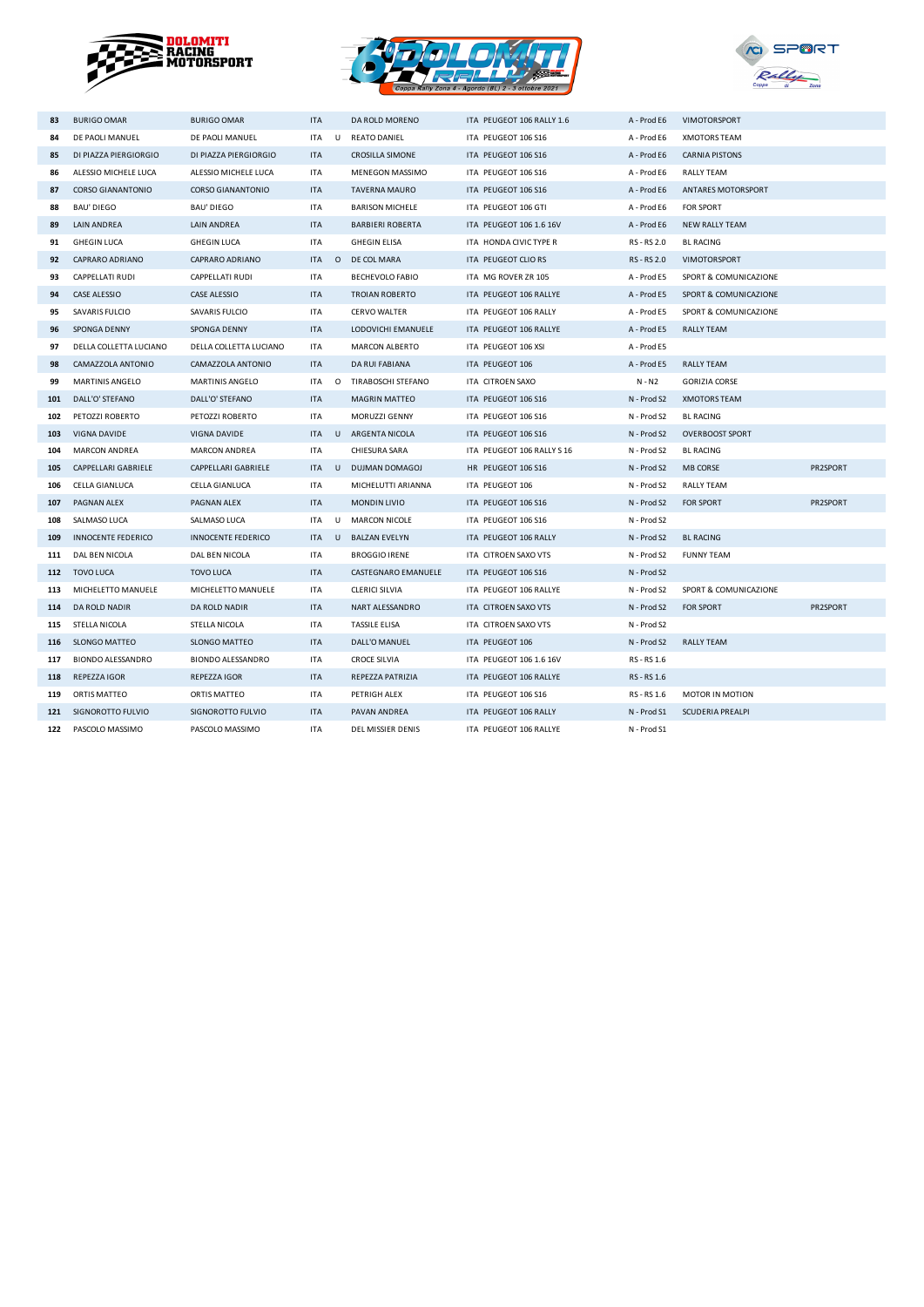| | | | | | | | | | | |
|---|---|---|---|---|---|---|---|---|---|---|
| 83 | BURIGO OMAR | BURIGO OMAR | ITA | | DA ROLD MORENO | ITA | PEUGEOT 106 RALLY 1.6 | A - Prod E6 | VIMOTORSPORT | |
| 84 | DE PAOLI MANUEL | DE PAOLI MANUEL | ITA | U | REATO DANIEL | ITA | PEUGEOT 106 S16 | A - Prod E6 | XMOTORS TEAM | |
| 85 | DI PIAZZA PIERGIORGIO | DI PIAZZA PIERGIORGIO | ITA | | CROSILLA SIMONE | ITA | PEUGEOT 106 S16 | A - Prod E6 | CARNIA PISTONS | |
| 86 | ALESSIO MICHELE LUCA | ALESSIO MICHELE LUCA | ITA | | MENEGON MASSIMO | ITA | PEUGEOT 106 S16 | A - Prod E6 | RALLY TEAM | |
| 87 | CORSO GIANANTONIO | CORSO GIANANTONIO | ITA | | TAVERNA MAURO | ITA | PEUGEOT 106 S16 | A - Prod E6 | ANTARES MOTORSPORT | |
| 88 | BAU' DIEGO | BAU' DIEGO | ITA | | BARISON MICHELE | ITA | PEUGEOT 106 GTI | A - Prod E6 | FOR SPORT | |
| 89 | LAIN ANDREA | LAIN ANDREA | ITA | | BARBIERI ROBERTA | ITA | PEUGEOT 106 1.6 16V | A - Prod E6 | NEW RALLY TEAM | |
| 91 | GHEGIN LUCA | GHEGIN LUCA | ITA | | GHEGIN ELISA | ITA | HONDA CIVIC TYPE R | RS - RS 2.0 | BL RACING | |
| 92 | CAPRARO ADRIANO | CAPRARO ADRIANO | ITA | O | DE COL MARA | ITA | PEUGEOT CLIO RS | RS - RS 2.0 | VIMOTORSPORT | |
| 93 | CAPPELLATI RUDI | CAPPELLATI RUDI | ITA | | BECHEVOLO FABIO | ITA | MG ROVER ZR 105 | A - Prod E5 | SPORT & COMUNICAZIONE | |
| 94 | CASE ALESSIO | CASE ALESSIO | ITA | | TROIAN ROBERTO | ITA | PEUGEOT 106 RALLYE | A - Prod E5 | SPORT & COMUNICAZIONE | |
| 95 | SAVARIS FULCIO | SAVARIS FULCIO | ITA | | CERVO WALTER | ITA | PEUGEOT 106 RALLY | A - Prod E5 | SPORT & COMUNICAZIONE | |
| 96 | SPONGA DENNY | SPONGA DENNY | ITA | | LODOVICHI EMANUELE | ITA | PEUGEOT 106 RALLYE | A - Prod E5 | RALLY TEAM | |
| 97 | DELLA COLLETTA LUCIANO | DELLA COLLETTA LUCIANO | ITA | | MARCON ALBERTO | ITA | PEUGEOT 106 XSI | A - Prod E5 | | |
| 98 | CAMAZZOLA ANTONIO | CAMAZZOLA ANTONIO | ITA | | DA RUI FABIANA | ITA | PEUGEOT 106 | A - Prod E5 | RALLY TEAM | |
| 99 | MARTINIS ANGELO | MARTINIS ANGELO | ITA | O | TIRABOSCHI STEFANO | ITA | CITROEN SAXO | N - N2 | GORIZIA CORSE | |
| 101 | DALL'O' STEFANO | DALL'O' STEFANO | ITA | | MAGRIN MATTEO | ITA | PEUGEOT 106 S16 | N - Prod S2 | XMOTORS TEAM | |
| 102 | PETOZZI ROBERTO | PETOZZI ROBERTO | ITA | | MORUZZI GENNY | ITA | PEUGEOT 106 S16 | N - Prod S2 | BL RACING | |
| 103 | VIGNA DAVIDE | VIGNA DAVIDE | ITA | U | ARGENTA NICOLA | ITA | PEUGEOT 106 S16 | N - Prod S2 | OVERBOOST SPORT | |
| 104 | MARCON ANDREA | MARCON ANDREA | ITA | | CHIESURA SARA | ITA | PEUGEOT 106 RALLY S 16 | N - Prod S2 | BL RACING | |
| 105 | CAPPELLARI GABRIELE | CAPPELLARI GABRIELE | ITA | U | DUJMAN DOMAGOJ | HR | PEUGEOT 106 S16 | N - Prod S2 | MB CORSE | PR2SPORT |
| 106 | CELLA GIANLUCA | CELLA GIANLUCA | ITA | | MICHELUTTI ARIANNA | ITA | PEUGEOT 106 | N - Prod S2 | RALLY TEAM | |
| 107 | PAGNAN ALEX | PAGNAN ALEX | ITA | | MONDIN LIVIO | ITA | PEUGEOT 106 S16 | N - Prod S2 | FOR SPORT | PR2SPORT |
| 108 | SALMASO LUCA | SALMASO LUCA | ITA | U | MARCON NICOLE | ITA | PEUGEOT 106 S16 | N - Prod S2 | | |
| 109 | INNOCENTE FEDERICO | INNOCENTE FEDERICO | ITA | U | BALZAN EVELYN | ITA | PEUGEOT 106 RALLY | N - Prod S2 | BL RACING | |
| 111 | DAL BEN NICOLA | DAL BEN NICOLA | ITA | | BROGGIO IRENE | ITA | CITROEN SAXO VTS | N - Prod S2 | FUNNY TEAM | |
| 112 | TOVO LUCA | TOVO LUCA | ITA | | CASTEGNARO EMANUELE | ITA | PEUGEOT 106 S16 | N - Prod S2 | | |
| 113 | MICHELETTO MANUELE | MICHELETTO MANUELE | ITA | | CLERICI SILVIA | ITA | PEUGEOT 106 RALLYE | N - Prod S2 | SPORT & COMUNICAZIONE | |
| 114 | DA ROLD NADIR | DA ROLD NADIR | ITA | | NART ALESSANDRO | ITA | CITROEN SAXO VTS | N - Prod S2 | FOR SPORT | PR2SPORT |
| 115 | STELLA NICOLA | STELLA NICOLA | ITA | | TASSILE ELISA | ITA | CITROEN SAXO VTS | N - Prod S2 | | |
| 116 | SLONGO MATTEO | SLONGO MATTEO | ITA | | DALL'O MANUEL | ITA | PEUGEOT 106 | N - Prod S2 | RALLY TEAM | |
| 117 | BIONDO ALESSANDRO | BIONDO ALESSANDRO | ITA | | CROCE SILVIA | ITA | PEUGEOT 106 1.6 16V | RS - RS 1.6 | | |
| 118 | REPEZZA IGOR | REPEZZA IGOR | ITA | | REPEZZA PATRIZIA | ITA | PEUGEOT 106 RALLYE | RS - RS 1.6 | | |
| 119 | ORTIS MATTEO | ORTIS MATTEO | ITA | | PETRIGH ALEX | ITA | PEUGEOT 106 S16 | RS - RS 1.6 | MOTOR IN MOTION | |
| 121 | SIGNOROTTO FULVIO | SIGNOROTTO FULVIO | ITA | | PAVAN ANDREA | ITA | PEUGEOT 106 RALLY | N - Prod S1 | SCUDERIA PREALPI | |
| 122 | PASCOLO MASSIMO | PASCOLO MASSIMO | ITA | | DEL MISSIER DENIS | ITA | PEUGEOT 106 RALLYE | N - Prod S1 | | |